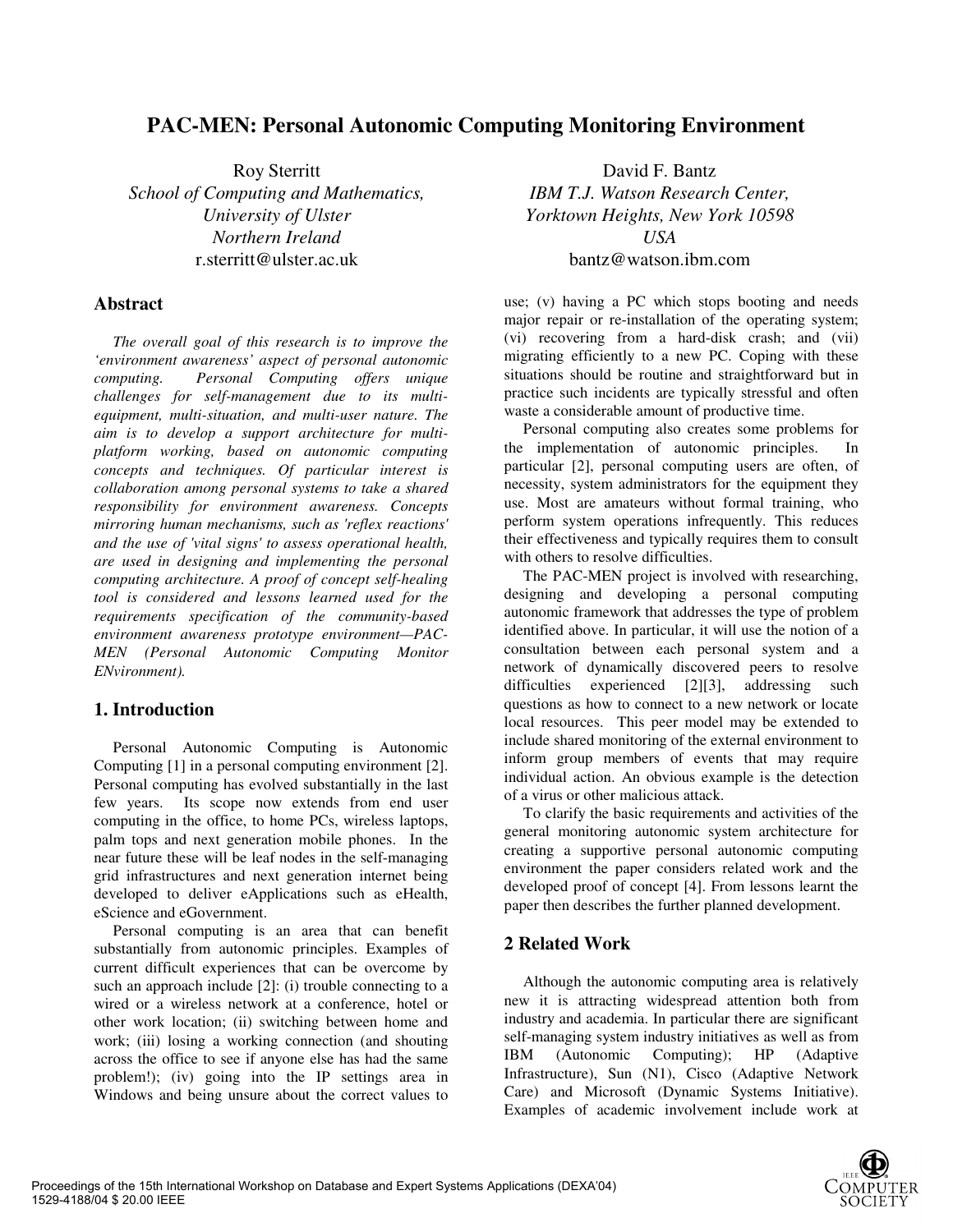# PAC-MEN: Personal Autonomic Computing Monitoring Environment

Roy Sterritt
*School of Computing and Mathematics,*
*University of Ulster*
*Northern Ireland*
r.sterritt@ulster.ac.uk

David F. Bantz
*IBM T.J. Watson Research Center,*
*Yorktown Heights, New York 10598*
*USA*
bantz@watson.ibm.com

## Abstract

*The overall goal of this research is to improve the 'environment awareness' aspect of personal autonomic computing. Personal Computing offers unique challenges for self-management due to its multi-equipment, multi-situation, and multi-user nature. The aim is to develop a support architecture for multi-platform working, based on autonomic computing concepts and techniques. Of particular interest is collaboration among personal systems to take a shared responsibility for environment awareness. Concepts mirroring human mechanisms, such as 'reflex reactions' and the use of 'vital signs' to assess operational health, are used in designing and implementing the personal computing architecture. A proof of concept self-healing tool is considered and lessons learned used for the requirements specification of the community-based environment awareness prototype environment—PAC-MEN (Personal Autonomic Computing Monitor ENvironment).*

## 1. Introduction

Personal Autonomic Computing is Autonomic Computing [1] in a personal computing environment [2]. Personal computing has evolved substantially in the last few years. Its scope now extends from end user computing in the office, to home PCs, wireless laptops, palm tops and next generation mobile phones. In the near future these will be leaf nodes in the self-managing grid infrastructures and next generation internet being developed to deliver eApplications such as eHealth, eScience and eGovernment.

Personal computing is an area that can benefit substantially from autonomic principles. Examples of current difficult experiences that can be overcome by such an approach include [2]: (i) trouble connecting to a wired or a wireless network at a conference, hotel or other work location; (ii) switching between home and work; (iii) losing a working connection (and shouting across the office to see if anyone else has had the same problem!); (iv) going into the IP settings area in Windows and being unsure about the correct values to use; (v) having a PC which stops booting and needs major repair or re-installation of the operating system; (vi) recovering from a hard-disk crash; and (vii) migrating efficiently to a new PC. Coping with these situations should be routine and straightforward but in practice such incidents are typically stressful and often waste a considerable amount of productive time.

Personal computing also creates some problems for the implementation of autonomic principles. In particular [2], personal computing users are often, of necessity, system administrators for the equipment they use. Most are amateurs without formal training, who perform system operations infrequently. This reduces their effectiveness and typically requires them to consult with others to resolve difficulties.

The PAC-MEN project is involved with researching, designing and developing a personal computing autonomic framework that addresses the type of problem identified above. In particular, it will use the notion of a consultation between each personal system and a network of dynamically discovered peers to resolve difficulties experienced [2][3], addressing such questions as how to connect to a new network or locate local resources. This peer model may be extended to include shared monitoring of the external environment to inform group members of events that may require individual action. An obvious example is the detection of a virus or other malicious attack.

To clarify the basic requirements and activities of the general monitoring autonomic system architecture for creating a supportive personal autonomic computing environment the paper considers related work and the developed proof of concept [4]. From lessons learnt the paper then describes the further planned development.

## 2 Related Work

Although the autonomic computing area is relatively new it is attracting widespread attention both from industry and academia. In particular there are significant self-managing system industry initiatives as well as from IBM (Autonomic Computing); HP (Adaptive Infrastructure), Sun (N1), Cisco (Adaptive Network Care) and Microsoft (Dynamic Systems Initiative). Examples of academic involvement include work at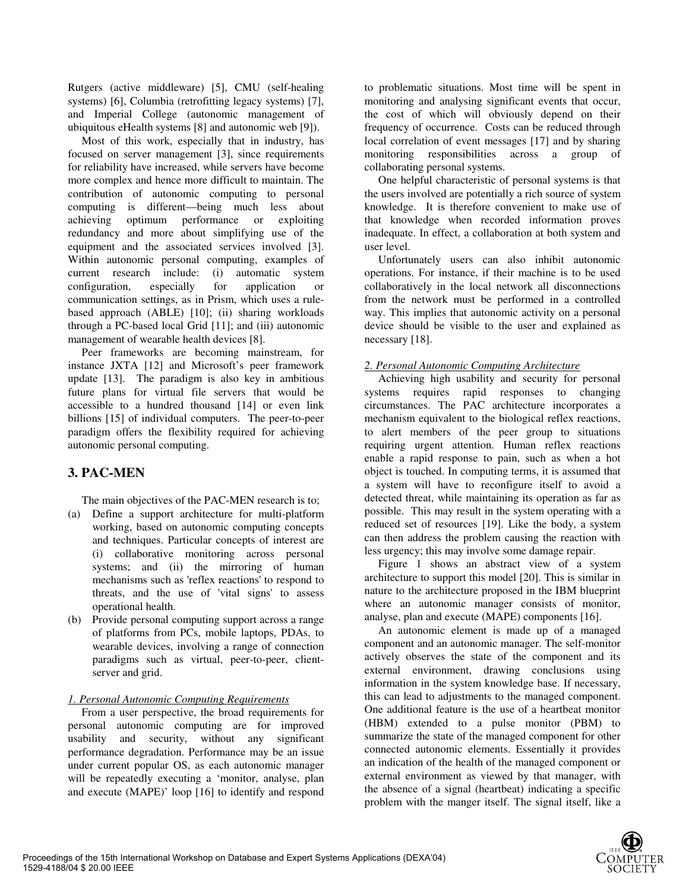Rutgers (active middleware) [5], CMU (self-healing systems) [6], Columbia (retrofitting legacy systems) [7], and Imperial College (autonomic management of ubiquitous eHealth systems [8] and autonomic web [9]).

Most of this work, especially that in industry, has focused on server management [3], since requirements for reliability have increased, while servers have become more complex and hence more difficult to maintain. The contribution of autonomic computing to personal computing is different—being much less about achieving optimum performance or exploiting redundancy and more about simplifying use of the equipment and the associated services involved [3]. Within autonomic personal computing, examples of current research include: (i) automatic system configuration, especially for application or communication settings, as in Prism, which uses a rule-based approach (ABLE) [10]; (ii) sharing workloads through a PC-based local Grid [11]; and (iii) autonomic management of wearable health devices [8].

Peer frameworks are becoming mainstream, for instance JXTA [12] and Microsoft's peer framework update [13]. The paradigm is also key in ambitious future plans for virtual file servers that would be accessible to a hundred thousand [14] or even link billions [15] of individual computers. The peer-to-peer paradigm offers the flexibility required for achieving autonomic personal computing.

## 3. PAC-MEN

The main objectives of the PAC-MEN research is to;

(a) Define a support architecture for multi-platform working, based on autonomic computing concepts and techniques. Particular concepts of interest are (i) collaborative monitoring across personal systems; and (ii) the mirroring of human mechanisms such as 'reflex reactions' to respond to threats, and the use of 'vital signs' to assess operational health.

(b) Provide personal computing support across a range of platforms from PCs, mobile laptops, PDAs, to wearable devices, involving a range of connection paradigms such as virtual, peer-to-peer, client-server and grid.

### *1. Personal Autonomic Computing Requirements*

From a user perspective, the broad requirements for personal autonomic computing are for improved usability and security, without any significant performance degradation. Performance may be an issue under current popular OS, as each autonomic manager will be repeatedly executing a 'monitor, analyse, plan and execute (MAPE)' loop [16] to identify and respond to problematic situations. Most time will be spent in monitoring and analysing significant events that occur, the cost of which will obviously depend on their frequency of occurrence. Costs can be reduced through local correlation of event messages [17] and by sharing monitoring responsibilities across a group of collaborating personal systems.

One helpful characteristic of personal systems is that the users involved are potentially a rich source of system knowledge. It is therefore convenient to make use of that knowledge when recorded information proves inadequate. In effect, a collaboration at both system and user level.

Unfortunately users can also inhibit autonomic operations. For instance, if their machine is to be used collaboratively in the local network all disconnections from the network must be performed in a controlled way. This implies that autonomic activity on a personal device should be visible to the user and explained as necessary [18].

### *2. Personal Autonomic Computing Architecture*

Achieving high usability and security for personal systems requires rapid responses to changing circumstances. The PAC architecture incorporates a mechanism equivalent to the biological reflex reactions, to alert members of the peer group to situations requiring urgent attention. Human reflex reactions enable a rapid response to pain, such as when a hot object is touched. In computing terms, it is assumed that a system will have to reconfigure itself to avoid a detected threat, while maintaining its operation as far as possible. This may result in the system operating with a reduced set of resources [19]. Like the body, a system can then address the problem causing the reaction with less urgency; this may involve some damage repair.

Figure 1 shows an abstract view of a system architecture to support this model [20]. This is similar in nature to the architecture proposed in the IBM blueprint where an autonomic manager consists of monitor, analyse, plan and execute (MAPE) components [16].

An autonomic element is made up of a managed component and an autonomic manager. The self-monitor actively observes the state of the component and its external environment, drawing conclusions using information in the system knowledge base. If necessary, this can lead to adjustments to the managed component. One additional feature is the use of a heartbeat monitor (HBM) extended to a pulse monitor (PBM) to summarize the state of the managed component for other connected autonomic elements. Essentially it provides an indication of the health of the managed component or external environment as viewed by that manager, with the absence of a signal (heartbeat) indicating a specific problem with the manger itself. The signal itself, like a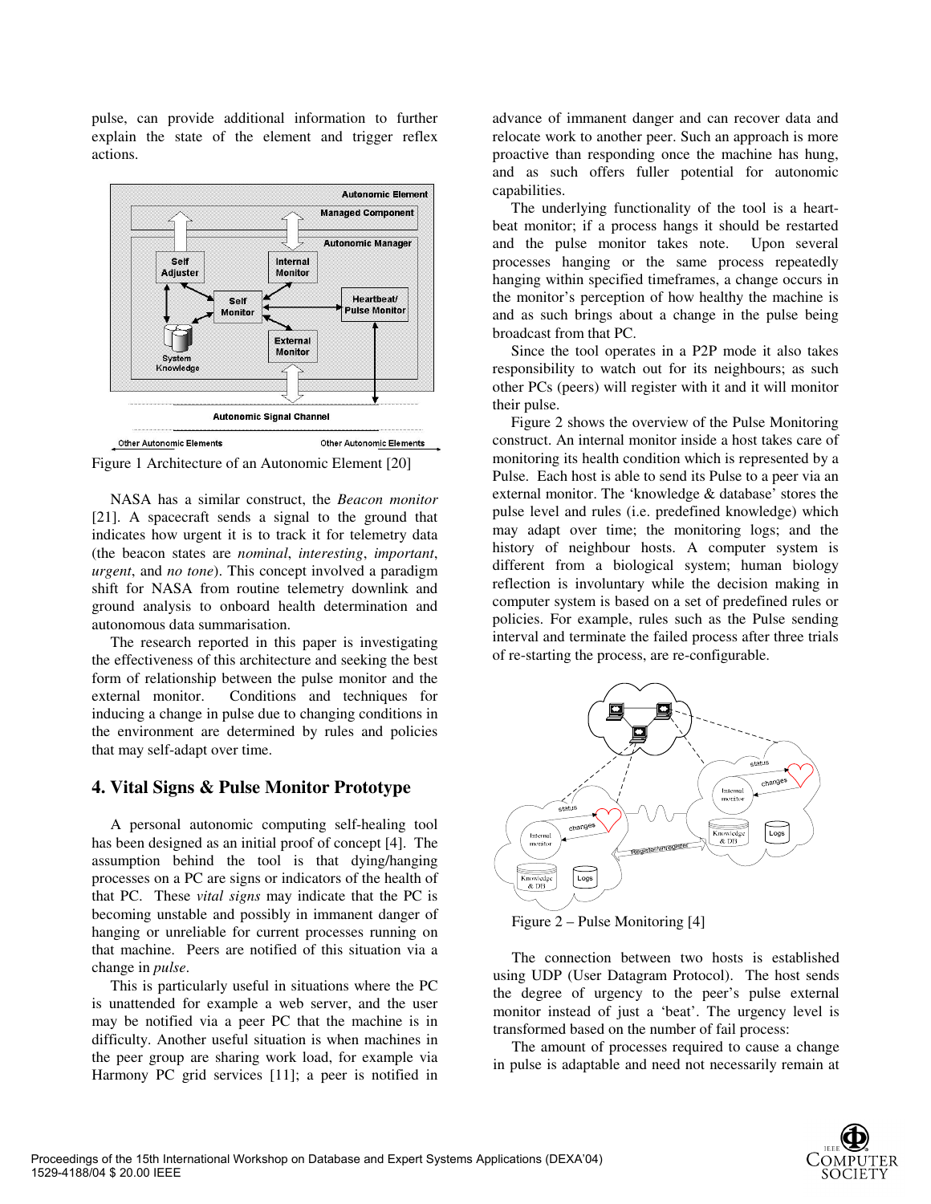pulse, can provide additional information to further explain the state of the element and trigger reflex actions.

Autonomic Element

Managed Component

Autonomic Manager

Self Adjuster

Internal Monitor

Self Monitor

Heartbeat/ Pulse Monitor

System Knowledge

External Monitor

Autonomic Signal Channel

Other Autonomic Elements

Other Autonomic Elements

Figure 1 Architecture of an Autonomic Element [20]

NASA has a similar construct, the *Beacon monitor* [21]. A spacecraft sends a signal to the ground that indicates how urgent it is to track it for telemetry data (the beacon states are *nominal*, *interesting*, *important*, *urgent*, and *no tone*). This concept involved a paradigm shift for NASA from routine telemetry downlink and ground analysis to onboard health determination and autonomous data summarisation.

The research reported in this paper is investigating the effectiveness of this architecture and seeking the best form of relationship between the pulse monitor and the external monitor. Conditions and techniques for inducing a change in pulse due to changing conditions in the environment are determined by rules and policies that may self-adapt over time.

## 4. Vital Signs & Pulse Monitor Prototype

A personal autonomic computing self-healing tool has been designed as an initial proof of concept [4]. The assumption behind the tool is that dying/hanging processes on a PC are signs or indicators of the health of that PC. These *vital signs* may indicate that the PC is becoming unstable and possibly in immanent danger of hanging or unreliable for current processes running on that machine. Peers are notified of this situation via a change in *pulse*.

This is particularly useful in situations where the PC is unattended for example a web server, and the user may be notified via a peer PC that the machine is in difficulty. Another useful situation is when machines in the peer group are sharing work load, for example via Harmony PC grid services [11]; a peer is notified in advance of immanent danger and can recover data and relocate work to another peer. Such an approach is more proactive than responding once the machine has hung, and as such offers fuller potential for autonomic capabilities.

The underlying functionality of the tool is a heart-beat monitor; if a process hangs it should be restarted and the pulse monitor takes note. Upon several processes hanging or the same process repeatedly hanging within specified timeframes, a change occurs in the monitor's perception of how healthy the machine is and as such brings about a change in the pulse being broadcast from that PC.

Since the tool operates in a P2P mode it also takes responsibility to watch out for its neighbours; as such other PCs (peers) will register with it and it will monitor their pulse.

Figure 2 shows the overview of the Pulse Monitoring construct. An internal monitor inside a host takes care of monitoring its health condition which is represented by a Pulse. Each host is able to send its Pulse to a peer via an external monitor. The 'knowledge & database' stores the pulse level and rules (i.e. predefined knowledge) which may adapt over time; the monitoring logs; and the history of neighbour hosts. A computer system is different from a biological system; human biology reflection is involuntary while the decision making in computer system is based on a set of predefined rules or policies. For example, rules such as the Pulse sending interval and terminate the failed process after three trials of re-starting the process, are re-configurable.

status

changes

Internal monitor

Knowledge & DB

Logs

Register/unregister

Figure 2 – Pulse Monitoring [4]

The connection between two hosts is established using UDP (User Datagram Protocol). The host sends the degree of urgency to the peer's pulse external monitor instead of just a 'beat'. The urgency level is transformed based on the number of fail process:

The amount of processes required to cause a change in pulse is adaptable and need not necessarily remain at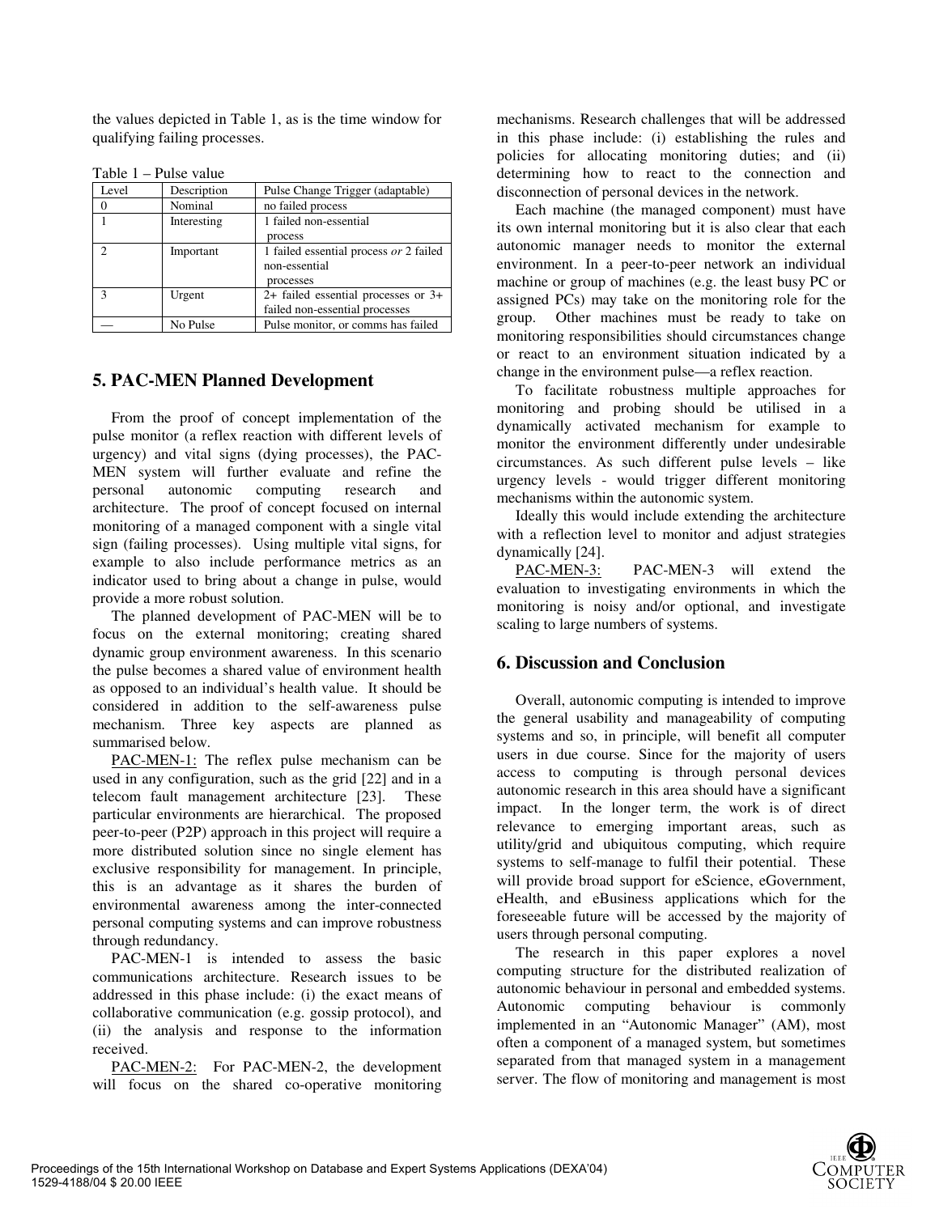the values depicted in Table 1, as is the time window for qualifying failing processes.

Table 1 – Pulse value

| Level | Description | Pulse Change Trigger (adaptable) |
|---|---|---|
| 0 | Nominal | no failed process |
| 1 | Interesting | 1 failed non-essential process |
| 2 | Important | 1 failed essential process *or* 2 failed non-essential processes |
| 3 | Urgent | 2+ failed essential processes or 3+ failed non-essential processes |
| — | No Pulse | Pulse monitor, or comms has failed |

## 5. PAC-MEN Planned Development

From the proof of concept implementation of the pulse monitor (a reflex reaction with different levels of urgency) and vital signs (dying processes), the PAC-MEN system will further evaluate and refine the personal autonomic computing research and architecture. The proof of concept focused on internal monitoring of a managed component with a single vital sign (failing processes). Using multiple vital signs, for example to also include performance metrics as an indicator used to bring about a change in pulse, would provide a more robust solution.

The planned development of PAC-MEN will be to focus on the external monitoring; creating shared dynamic group environment awareness. In this scenario the pulse becomes a shared value of environment health as opposed to an individual's health value. It should be considered in addition to the self-awareness pulse mechanism. Three key aspects are planned as summarised below.

PAC-MEN-1: The reflex pulse mechanism can be used in any configuration, such as the grid [22] and in a telecom fault management architecture [23]. These particular environments are hierarchical. The proposed peer-to-peer (P2P) approach in this project will require a more distributed solution since no single element has exclusive responsibility for management. In principle, this is an advantage as it shares the burden of environmental awareness among the inter-connected personal computing systems and can improve robustness through redundancy.

PAC-MEN-1 is intended to assess the basic communications architecture. Research issues to be addressed in this phase include: (i) the exact means of collaborative communication (e.g. gossip protocol), and (ii) the analysis and response to the information received.

PAC-MEN-2: For PAC-MEN-2, the development will focus on the shared co-operative monitoring mechanisms. Research challenges that will be addressed in this phase include: (i) establishing the rules and policies for allocating monitoring duties; and (ii) determining how to react to the connection and disconnection of personal devices in the network.

Each machine (the managed component) must have its own internal monitoring but it is also clear that each autonomic manager needs to monitor the external environment. In a peer-to-peer network an individual machine or group of machines (e.g. the least busy PC or assigned PCs) may take on the monitoring role for the group. Other machines must be ready to take on monitoring responsibilities should circumstances change or react to an environment situation indicated by a change in the environment pulse—a reflex reaction.

To facilitate robustness multiple approaches for monitoring and probing should be utilised in a dynamically activated mechanism for example to monitor the environment differently under undesirable circumstances. As such different pulse levels – like urgency levels - would trigger different monitoring mechanisms within the autonomic system.

Ideally this would include extending the architecture with a reflection level to monitor and adjust strategies dynamically [24].

PAC-MEN-3: PAC-MEN-3 will extend the evaluation to investigating environments in which the monitoring is noisy and/or optional, and investigate scaling to large numbers of systems.

## 6. Discussion and Conclusion

Overall, autonomic computing is intended to improve the general usability and manageability of computing systems and so, in principle, will benefit all computer users in due course. Since for the majority of users access to computing is through personal devices autonomic research in this area should have a significant impact. In the longer term, the work is of direct relevance to emerging important areas, such as utility/grid and ubiquitous computing, which require systems to self-manage to fulfil their potential. These will provide broad support for eScience, eGovernment, eHealth, and eBusiness applications which for the foreseeable future will be accessed by the majority of users through personal computing.

The research in this paper explores a novel computing structure for the distributed realization of autonomic behaviour in personal and embedded systems. Autonomic computing behaviour is commonly implemented in an "Autonomic Manager" (AM), most often a component of a managed system, but sometimes separated from that managed system in a management server. The flow of monitoring and management is most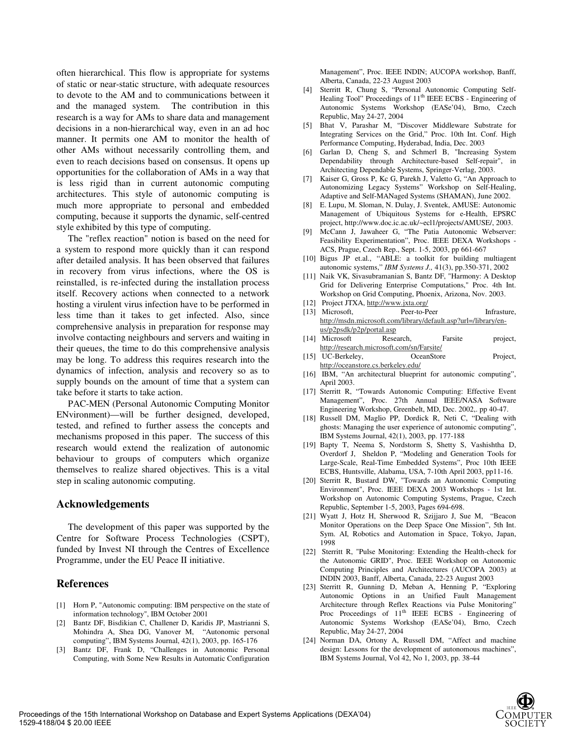often hierarchical. This flow is appropriate for systems of static or near-static structure, with adequate resources to devote to the AM and to communications between it and the managed system. The contribution in this research is a way for AMs to share data and management decisions in a non-hierarchical way, even in an ad hoc manner. It permits one AM to monitor the health of other AMs without necessarily controlling them, and even to reach decisions based on consensus. It opens up opportunities for the collaboration of AMs in a way that is less rigid than in current autonomic computing architectures. This style of autonomic computing is much more appropriate to personal and embedded computing, because it supports the dynamic, self-centred style exhibited by this type of computing.

The "reflex reaction" notion is based on the need for a system to respond more quickly than it can respond after detailed analysis. It has been observed that failures in recovery from virus infections, where the OS is reinstalled, is re-infected during the installation process itself. Recovery actions when connected to a network hosting a virulent virus infection have to be performed in less time than it takes to get infected. Also, since comprehensive analysis in preparation for response may involve contacting neighbours and servers and waiting in their queues, the time to do this comprehensive analysis may be long. To address this requires research into the dynamics of infection, analysis and recovery so as to supply bounds on the amount of time that a system can take before it starts to take action.

PAC-MEN (Personal Autonomic Computing Monitor ENvironment)—will be further designed, developed, tested, and refined to further assess the concepts and mechanisms proposed in this paper. The success of this research would extend the realization of autonomic behaviour to groups of computers which organize themselves to realize shared objectives. This is a vital step in scaling autonomic computing.

## Acknowledgements

The development of this paper was supported by the Centre for Software Process Technologies (CSPT), funded by Invest NI through the Centres of Excellence Programme, under the EU Peace II initiative.

## References

[1] Horn P, "Autonomic computing: IBM perspective on the state of information technology", IBM October 2001

[2] Bantz DF, Bisdikian C, Challener D, Karidis JP, Mastrianni S, Mohindra A, Shea DG, Vanover M, "Autonomic personal computing", IBM Systems Journal, 42(1), 2003, pp. 165-176

[3] Bantz DF, Frank D, "Challenges in Autonomic Personal Computing, with Some New Results in Automatic Configuration Management", Proc. IEEE INDIN; AUCOPA workshop, Banff, Alberta, Canada, 22-23 August 2003

[4] Sterritt R, Chung S, "Personal Autonomic Computing Self-Healing Tool" Proceedings of 11th IEEE ECBS - Engineering of Autonomic Systems Workshop (EASe'04), Brno, Czech Republic, May 24-27, 2004

[5] Bhat V, Parashar M, "Discover Middleware Substrate for Integrating Services on the Grid," Proc. 10th Int. Conf. High Performance Computing, Hyderabad, India, Dec. 2003

[6] Garlan D, Cheng S, and Schmerl B, "Increasing System Dependability through Architecture-based Self-repair", in Architecting Dependable Systems, Springer-Verlag, 2003.

[7] Kaiser G, Gross P, Kc G, Parekh J, Valetto G, "An Approach to Autonomizing Legacy Systems" Workshop on Self-Healing, Adaptive and Self-MANaged Systems (SHAMAN), June 2002.

[8] E. Lupu, M. Sloman, N. Dulay, J. Sventek, AMUSE: Autonomic Management of Ubiquitous Systems for e-Health, EPSRC project, http://www.doc.ic.ac.uk/~ecl1/projects/AMUSE/, 2003.

[9] McCann J, Jawaheer G, "The Patia Autonomic Webserver: Feasibility Experimentation", Proc. IEEE DEXA Workshops - ACS, Prague, Czech Rep., Sept. 1-5, 2003, pp 661-667

[10] Bigus JP et.al., "ABLE: a toolkit for building multiagent autonomic systems," *IBM Systems J.,* 41(3), pp.350-371, 2002

[11] Naik VK, Sivasubramanian S, Bantz DF, "Harmony: A Desktop Grid for Delivering Enterprise Computations," Proc. 4th Int. Workshop on Grid Computing, Phoenix, Arizona, Nov. 2003.

[12] Project JTXA, http://www.jxta.org/

[13] Microsoft, Peer-to-Peer Infrasture, http://msdn.microsoft.com/library/default.asp?url=/library/en-us/p2psdk/p2p/portal.asp

[14] Microsoft Research, Farsite project, http://research.microsoft.com/sn/Farsite/

[15] UC-Berkeley, OceanStore Project, http://oceanstore.cs.berkeley.edu/

[16] IBM, "An architectural blueprint for autonomic computing", April 2003.

[17] Sterritt R, "Towards Autonomic Computing: Effective Event Management", Proc. 27th Annual IEEE/NASA Software Engineering Workshop, Greenbelt, MD, Dec. 2002,. pp 40-47.

[18] Russell DM, Maglio PP, Dordick R, Neti C, "Dealing with ghosts: Managing the user experience of autonomic computing", IBM Systems Journal, 42(1), 2003, pp. 177-188

[19] Bapty T, Neema S, Nordstorm S, Shetty S, Vashishtha D, Overdorf J, Sheldon P, "Modeling and Generation Tools for Large-Scale, Real-Time Embedded Systems", Proc 10th IEEE ECBS, Huntsville, Alabama, USA, 7-10th April 2003, pp11-16.

[20] Sterritt R, Bustard DW, "Towards an Autonomic Computing Environment", Proc. IEEE DEXA 2003 Workshops - 1st Int. Workshop on Autonomic Computing Systems, Prague, Czech Republic, September 1-5, 2003, Pages 694-698.

[21] Wyatt J, Hotz H, Sherwood R, Szijjaro J, Sue M, "Beacon Monitor Operations on the Deep Space One Mission", 5th Int. Sym. AI, Robotics and Automation in Space, Tokyo, Japan, 1998

[22] Sterritt R, "Pulse Monitoring: Extending the Health-check for the Autonomic GRID", Proc. IEEE Workshop on Autonomic Computing Principles and Architectures (AUCOPA 2003) at INDIN 2003, Banff, Alberta, Canada, 22-23 August 2003

[23] Sterritt R, Gunning D, Meban A, Henning P, "Exploring Autonomic Options in an Unified Fault Management Architecture through Reflex Reactions via Pulse Monitoring" Proc Proceedings of 11th IEEE ECBS - Engineering of Autonomic Systems Workshop (EASe'04), Brno, Czech Republic, May 24-27, 2004

[24] Norman DA, Ortony A, Russell DM, "Affect and machine design: Lessons for the development of autonomous machines", IBM Systems Journal, Vol 42, No 1, 2003, pp. 38-44